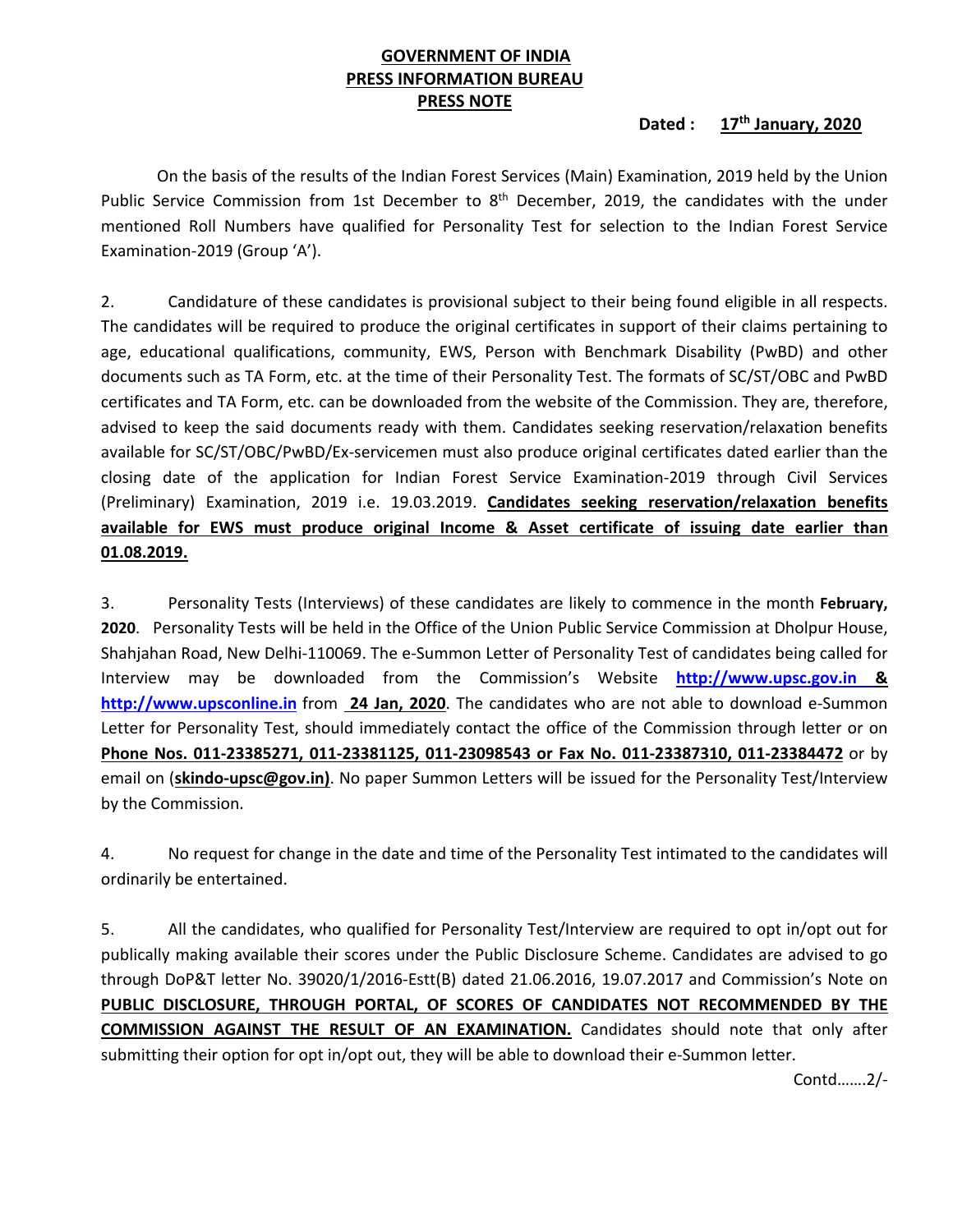**GOVERNMENT OF INDIA**
**PRESS INFORMATION BUREAU**
**PRESS NOTE**

**Dated : 17th January, 2020**

On the basis of the results of the Indian Forest Services (Main) Examination, 2019 held by the Union Public Service Commission from 1st December to 8th December, 2019, the candidates with the under mentioned Roll Numbers have qualified for Personality Test for selection to the Indian Forest Service Examination-2019 (Group 'A').

2. Candidature of these candidates is provisional subject to their being found eligible in all respects. The candidates will be required to produce the original certificates in support of their claims pertaining to age, educational qualifications, community, EWS, Person with Benchmark Disability (PwBD) and other documents such as TA Form, etc. at the time of their Personality Test. The formats of SC/ST/OBC and PwBD certificates and TA Form, etc. can be downloaded from the website of the Commission. They are, therefore, advised to keep the said documents ready with them. Candidates seeking reservation/relaxation benefits available for SC/ST/OBC/PwBD/Ex-servicemen must also produce original certificates dated earlier than the closing date of the application for Indian Forest Service Examination-2019 through Civil Services (Preliminary) Examination, 2019 i.e. 19.03.2019. **Candidates seeking reservation/relaxation benefits available for EWS must produce original Income & Asset certificate of issuing date earlier than 01.08.2019.**

3. Personality Tests (Interviews) of these candidates are likely to commence in the month **February, 2020**. Personality Tests will be held in the Office of the Union Public Service Commission at Dholpur House, Shahjahan Road, New Delhi-110069. The e-Summon Letter of Personality Test of candidates being called for Interview may be downloaded from the Commission's Website **http://www.upsc.gov.in & http://www.upsconline.in** from **24 Jan, 2020**. The candidates who are not able to download e-Summon Letter for Personality Test, should immediately contact the office of the Commission through letter or on **Phone Nos. 011-23385271, 011-23381125, 011-23098543 or Fax No. 011-23387310, 011-23384472** or by email on (**skindo-upsc@gov.in)**. No paper Summon Letters will be issued for the Personality Test/Interview by the Commission.

4. No request for change in the date and time of the Personality Test intimated to the candidates will ordinarily be entertained.

5. All the candidates, who qualified for Personality Test/Interview are required to opt in/opt out for publically making available their scores under the Public Disclosure Scheme. Candidates are advised to go through DoP&T letter No. 39020/1/2016-Estt(B) dated 21.06.2016, 19.07.2017 and Commission's Note on **PUBLIC DISCLOSURE, THROUGH PORTAL, OF SCORES OF CANDIDATES NOT RECOMMENDED BY THE COMMISSION AGAINST THE RESULT OF AN EXAMINATION.** Candidates should note that only after submitting their option for opt in/opt out, they will be able to download their e-Summon letter.

Contd…….2/-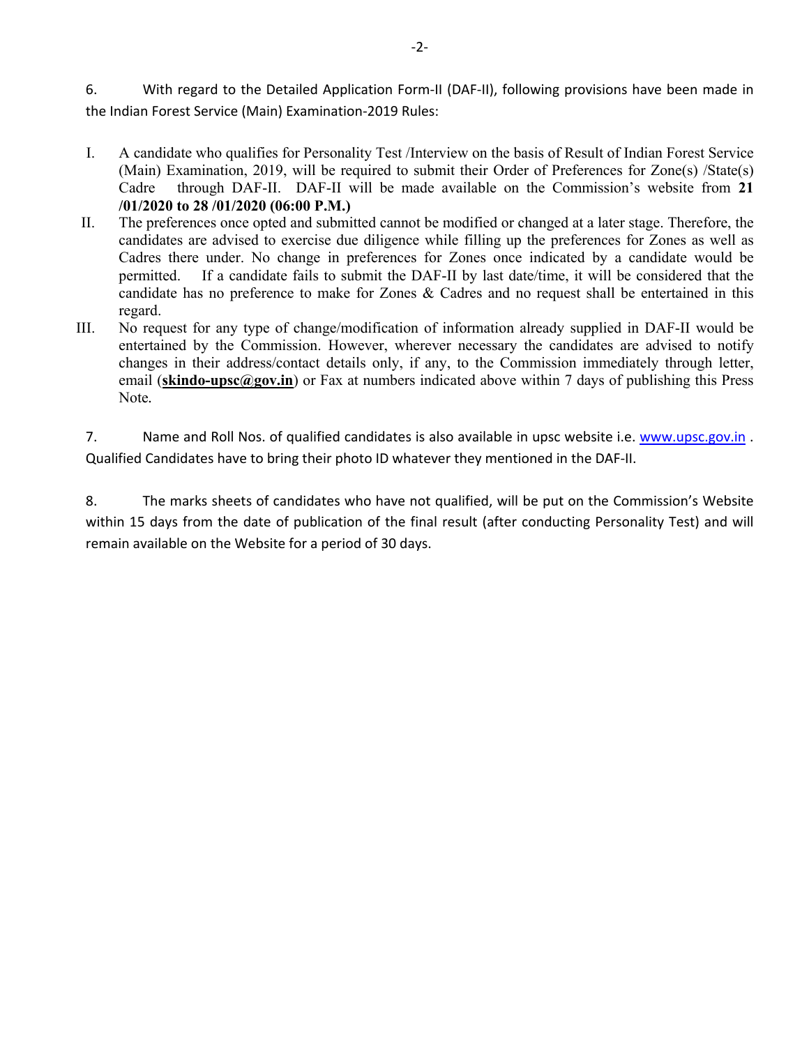6. With regard to the Detailed Application Form-II (DAF-II), following provisions have been made in the Indian Forest Service (Main) Examination-2019 Rules:

I. A candidate who qualifies for Personality Test /Interview on the basis of Result of Indian Forest Service (Main) Examination, 2019, will be required to submit their Order of Preferences for Zone(s) /State(s) Cadre through DAF-II. DAF-II will be made available on the Commission's website from **21 /01/2020 to 28 /01/2020 (06:00 P.M.)**

II. The preferences once opted and submitted cannot be modified or changed at a later stage. Therefore, the candidates are advised to exercise due diligence while filling up the preferences for Zones as well as Cadres there under. No change in preferences for Zones once indicated by a candidate would be permitted. If a candidate fails to submit the DAF-II by last date/time, it will be considered that the candidate has no preference to make for Zones & Cadres and no request shall be entertained in this regard.

III. No request for any type of change/modification of information already supplied in DAF-II would be entertained by the Commission. However, wherever necessary the candidates are advised to notify changes in their address/contact details only, if any, to the Commission immediately through letter, email (**skindo-upsc@gov.in**) or Fax at numbers indicated above within 7 days of publishing this Press Note.

7. Name and Roll Nos. of qualified candidates is also available in upsc website i.e. www.upsc.gov.in . Qualified Candidates have to bring their photo ID whatever they mentioned in the DAF-II.

8. The marks sheets of candidates who have not qualified, will be put on the Commission's Website within 15 days from the date of publication of the final result (after conducting Personality Test) and will remain available on the Website for a period of 30 days.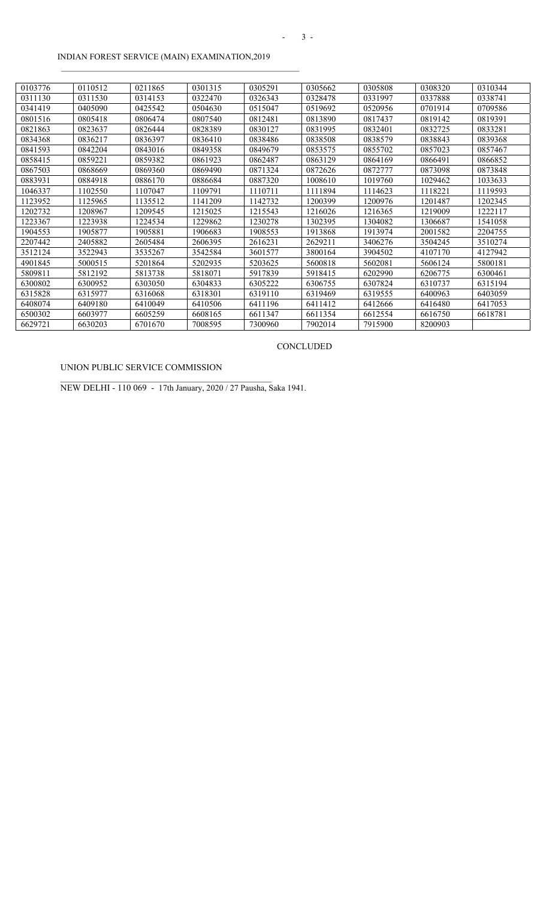INDIAN FOREST SERVICE (MAIN) EXAMINATION,2019

| | | | | | | | | |
|---|---|---|---|---|---|---|---|---|
| 0103776 | 0110512 | 0211865 | 0301315 | 0305291 | 0305662 | 0305808 | 0308320 | 0310344 |
| 0311130 | 0311530 | 0314153 | 0322470 | 0326343 | 0328478 | 0331997 | 0337888 | 0338741 |
| 0341419 | 0405090 | 0425542 | 0504630 | 0515047 | 0519692 | 0520956 | 0701914 | 0709586 |
| 0801516 | 0805418 | 0806474 | 0807540 | 0812481 | 0813890 | 0817437 | 0819142 | 0819391 |
| 0821863 | 0823637 | 0826444 | 0828389 | 0830127 | 0831995 | 0832401 | 0832725 | 0833281 |
| 0834368 | 0836217 | 0836397 | 0836410 | 0838486 | 0838508 | 0838579 | 0838843 | 0839368 |
| 0841593 | 0842204 | 0843016 | 0849358 | 0849679 | 0853575 | 0855702 | 0857023 | 0857467 |
| 0858415 | 0859221 | 0859382 | 0861923 | 0862487 | 0863129 | 0864169 | 0866491 | 0866852 |
| 0867503 | 0868669 | 0869360 | 0869490 | 0871324 | 0872626 | 0872777 | 0873098 | 0873848 |
| 0883931 | 0884918 | 0886170 | 0886684 | 0887320 | 1008610 | 1019760 | 1029462 | 1033633 |
| 1046337 | 1102550 | 1107047 | 1109791 | 1110711 | 1111894 | 1114623 | 1118221 | 1119593 |
| 1123952 | 1125965 | 1135512 | 1141209 | 1142732 | 1200399 | 1200976 | 1201487 | 1202345 |
| 1202732 | 1208967 | 1209545 | 1215025 | 1215543 | 1216026 | 1216365 | 1219009 | 1222117 |
| 1223367 | 1223938 | 1224534 | 1229862 | 1230278 | 1302395 | 1304082 | 1306687 | 1541058 |
| 1904553 | 1905877 | 1905881 | 1906683 | 1908553 | 1913868 | 1913974 | 2001582 | 2204755 |
| 2207442 | 2405882 | 2605484 | 2606395 | 2616231 | 2629211 | 3406276 | 3504245 | 3510274 |
| 3512124 | 3522943 | 3535267 | 3542584 | 3601577 | 3800164 | 3904502 | 4107170 | 4127942 |
| 4901845 | 5000515 | 5201864 | 5202935 | 5203625 | 5600818 | 5602081 | 5606124 | 5800181 |
| 5809811 | 5812192 | 5813738 | 5818071 | 5917839 | 5918415 | 6202990 | 6206775 | 6300461 |
| 6300802 | 6300952 | 6303050 | 6304833 | 6305222 | 6306755 | 6307824 | 6310737 | 6315194 |
| 6315828 | 6315977 | 6316068 | 6318301 | 6319110 | 6319469 | 6319555 | 6400963 | 6403059 |
| 6408074 | 6409180 | 6410049 | 6410506 | 6411196 | 6411412 | 6412666 | 6416480 | 6417053 |
| 6500302 | 6603977 | 6605259 | 6608165 | 6611347 | 6611354 | 6612554 | 6616750 | 6618781 |
| 6629721 | 6630203 | 6701670 | 7008595 | 7300960 | 7902014 | 7915900 | 8200903 | |

CONCLUDED

UNION PUBLIC SERVICE COMMISSION

NEW DELHI - 110 069 - 17th January, 2020 / 27 Pausha, Saka 1941.